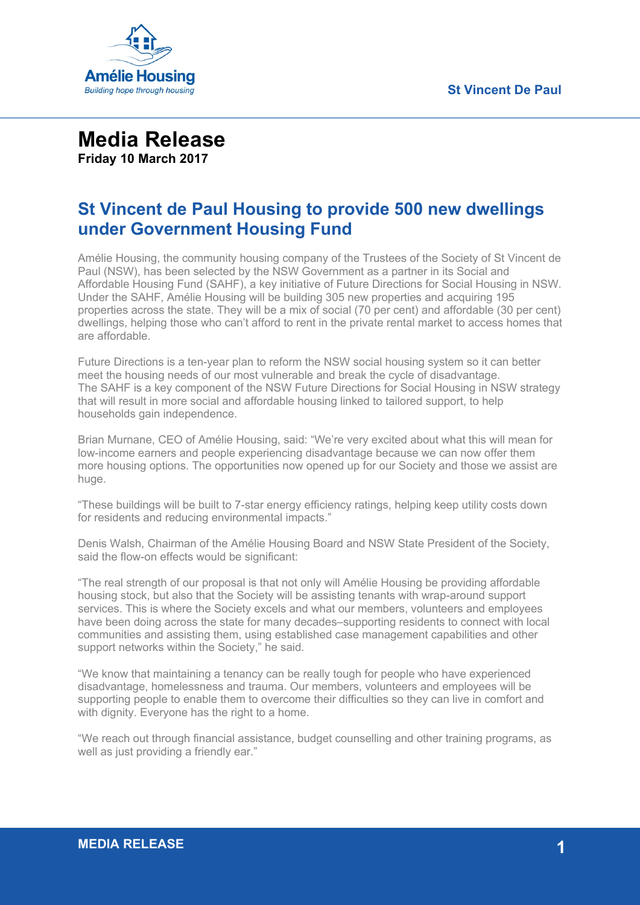Amélie Housing

*Building hope through housing*

St Vincent De Paul

# Media Release

**Friday 10 March 2017**

## St Vincent de Paul Housing to provide 500 new dwellings under Government Housing Fund

Amélie Housing, the community housing company of the Trustees of the Society of St Vincent de Paul (NSW), has been selected by the NSW Government as a partner in its Social and Affordable Housing Fund (SAHF), a key initiative of Future Directions for Social Housing in NSW. Under the SAHF, Amélie Housing will be building 305 new properties and acquiring 195 properties across the state. They will be a mix of social (70 per cent) and affordable (30 per cent) dwellings, helping those who can't afford to rent in the private rental market to access homes that are affordable.

Future Directions is a ten-year plan to reform the NSW social housing system so it can better meet the housing needs of our most vulnerable and break the cycle of disadvantage. The SAHF is a key component of the NSW Future Directions for Social Housing in NSW strategy that will result in more social and affordable housing linked to tailored support, to help households gain independence.

Brian Murnane, CEO of Amélie Housing, said: "We're very excited about what this will mean for low-income earners and people experiencing disadvantage because we can now offer them more housing options. The opportunities now opened up for our Society and those we assist are huge.

"These buildings will be built to 7-star energy efficiency ratings, helping keep utility costs down for residents and reducing environmental impacts."

Denis Walsh, Chairman of the Amélie Housing Board and NSW State President of the Society, said the flow-on effects would be significant:

"The real strength of our proposal is that not only will Amélie Housing be providing affordable housing stock, but also that the Society will be assisting tenants with wrap-around support services. This is where the Society excels and what our members, volunteers and employees have been doing across the state for many decades–supporting residents to connect with local communities and assisting them, using established case management capabilities and other support networks within the Society," he said.

"We know that maintaining a tenancy can be really tough for people who have experienced disadvantage, homelessness and trauma. Our members, volunteers and employees will be supporting people to enable them to overcome their difficulties so they can live in comfort and with dignity. Everyone has the right to a home.

"We reach out through financial assistance, budget counselling and other training programs, as well as just providing a friendly ear."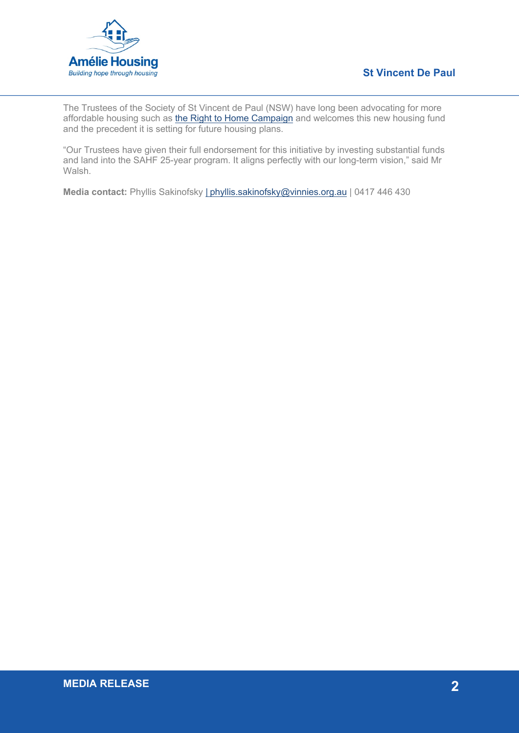The Trustees of the Society of St Vincent de Paul (NSW) have long been advocating for more affordable housing such as the Right to Home Campaign and welcomes this new housing fund and the precedent it is setting for future housing plans.

"Our Trustees have given their full endorsement for this initiative by investing substantial funds and land into the SAHF 25-year program. It aligns perfectly with our long-term vision," said Mr Walsh.

**Media contact:** Phyllis Sakinofsky | phyllis.sakinofsky@vinnies.org.au | 0417 446 430